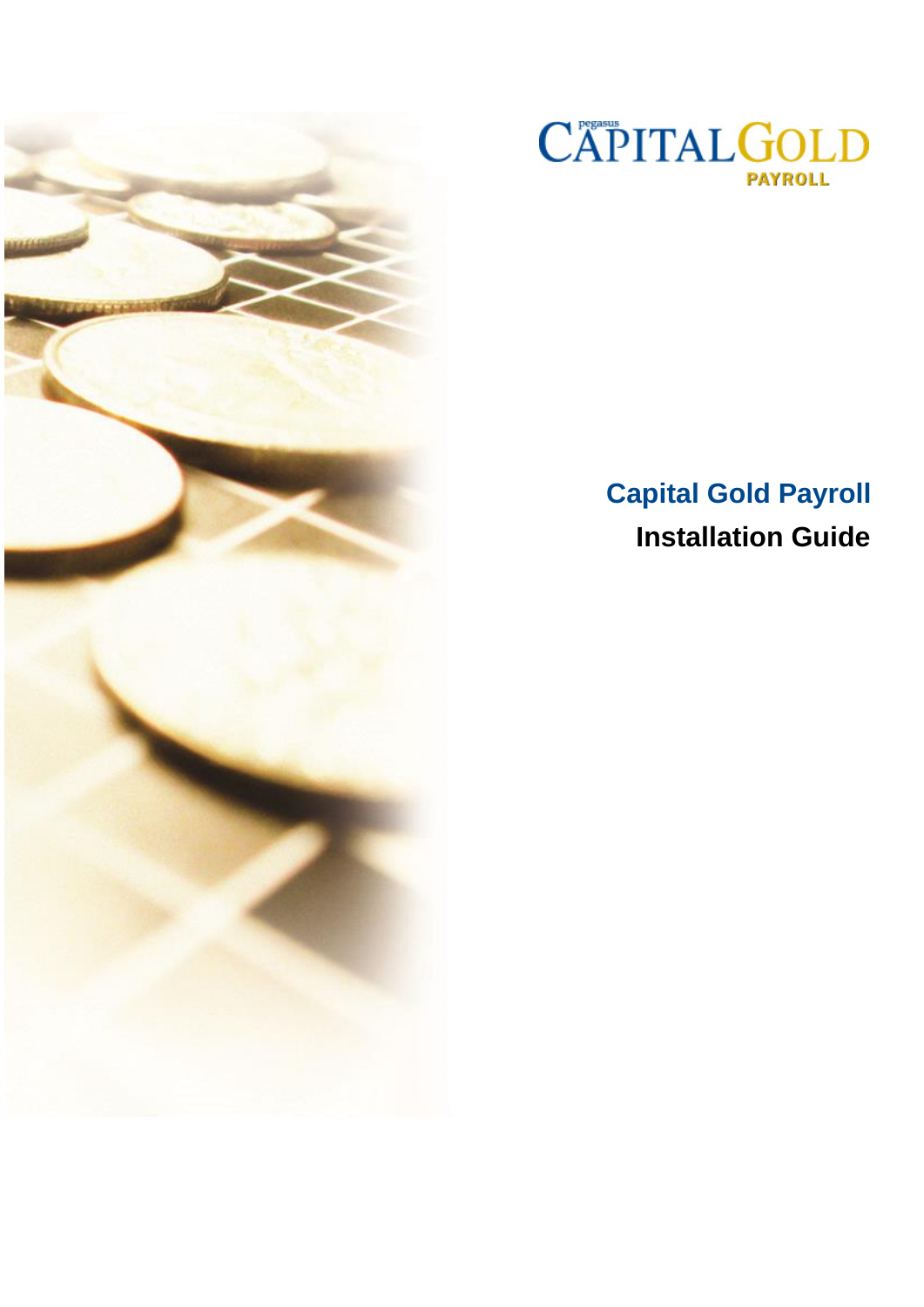pegasus CAPITAL GOLD

PAYROLL

# Capital Gold Payroll

## Installation Guide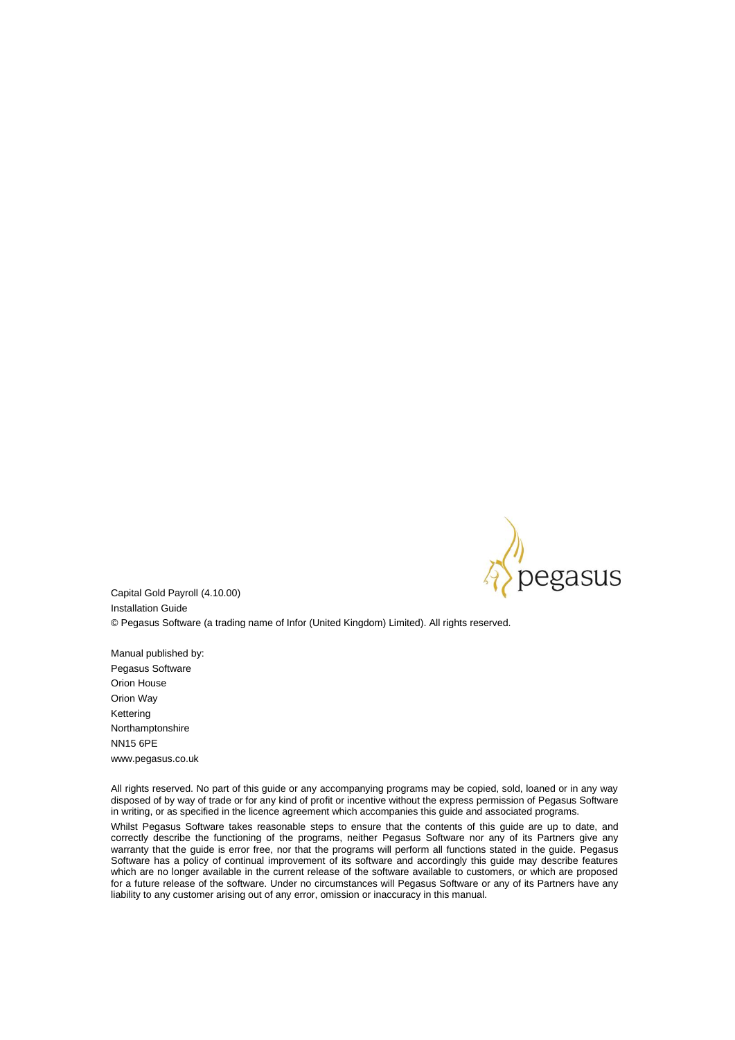Capital Gold Payroll (4.10.00)

Installation Guide

© Pegasus Software (a trading name of Infor (United Kingdom) Limited). All rights reserved.

Manual published by:

Pegasus Software

Orion House

Orion Way

Kettering

Northamptonshire

NN15 6PE

www.pegasus.co.uk

All rights reserved. No part of this guide or any accompanying programs may be copied, sold, loaned or in any way disposed of by way of trade or for any kind of profit or incentive without the express permission of Pegasus Software in writing, or as specified in the licence agreement which accompanies this guide and associated programs.

Whilst Pegasus Software takes reasonable steps to ensure that the contents of this guide are up to date, and correctly describe the functioning of the programs, neither Pegasus Software nor any of its Partners give any warranty that the guide is error free, nor that the programs will perform all functions stated in the guide. Pegasus Software has a policy of continual improvement of its software and accordingly this guide may describe features which are no longer available in the current release of the software available to customers, or which are proposed for a future release of the software. Under no circumstances will Pegasus Software or any of its Partners have any liability to any customer arising out of any error, omission or inaccuracy in this manual.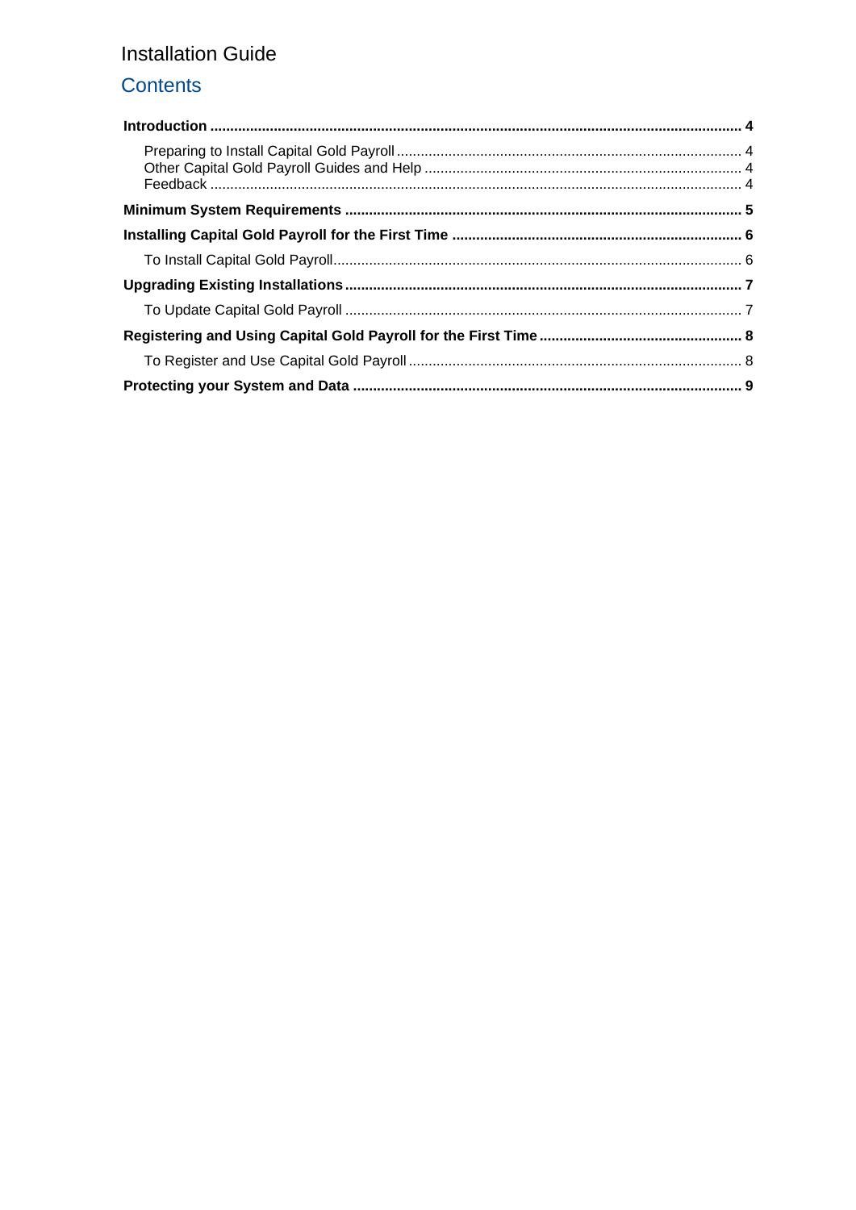Installation Guide

# Contents

**Introduction .................................................................................................................................... 4**

Preparing to Install Capital Gold Payroll ...................................................................................... 4
Other Capital Gold Payroll Guides and Help ............................................................................... 4
Feedback ..................................................................................................................................... 4

**Minimum System Requirements ................................................................................................... 5**

**Installing Capital Gold Payroll for the First Time ........................................................................ 6**

To Install Capital Gold Payroll...................................................................................................... 6

**Upgrading Existing Installations ................................................................................................... 7**

To Update Capital Gold Payroll ................................................................................................... 7

**Registering and Using Capital Gold Payroll for the First Time .................................................. 8**

To Register and Use Capital Gold Payroll ................................................................................... 8

**Protecting your System and Data ................................................................................................. 9**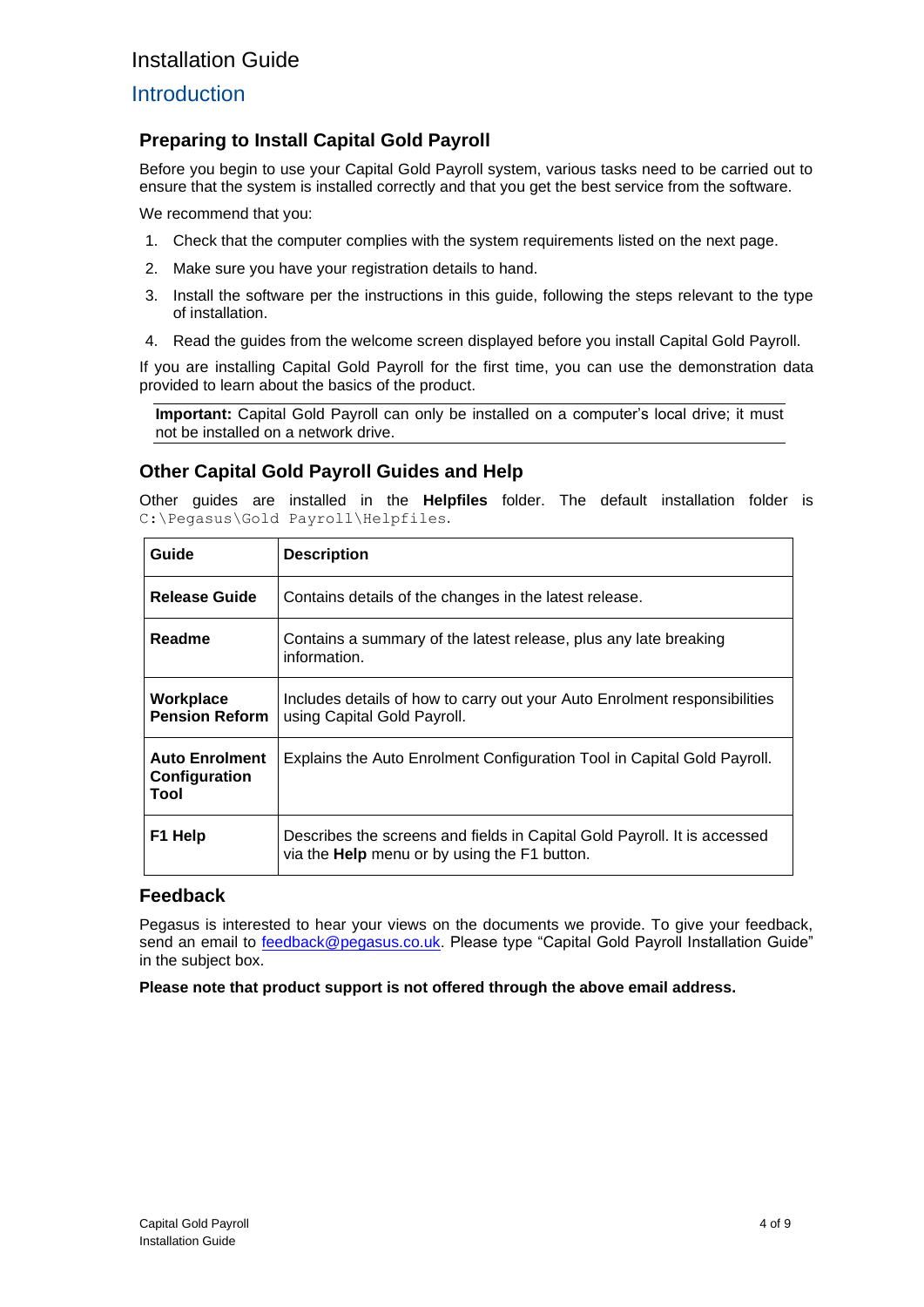# Installation Guide

## Introduction

### Preparing to Install Capital Gold Payroll

Before you begin to use your Capital Gold Payroll system, various tasks need to be carried out to ensure that the system is installed correctly and that you get the best service from the software.

We recommend that you:

1. Check that the computer complies with the system requirements listed on the next page.
2. Make sure you have your registration details to hand.
3. Install the software per the instructions in this guide, following the steps relevant to the type of installation.
4. Read the guides from the welcome screen displayed before you install Capital Gold Payroll.

If you are installing Capital Gold Payroll for the first time, you can use the demonstration data provided to learn about the basics of the product.

**Important:** Capital Gold Payroll can only be installed on a computer's local drive; it must not be installed on a network drive.

### Other Capital Gold Payroll Guides and Help

Other guides are installed in the **Helpfiles** folder. The default installation folder is `C:\Pegasus\Gold Payroll\Helpfiles`.

| Guide | Description |
|---|---|
| **Release Guide** | Contains details of the changes in the latest release. |
| **Readme** | Contains a summary of the latest release, plus any late breaking information. |
| **Workplace Pension Reform** | Includes details of how to carry out your Auto Enrolment responsibilities using Capital Gold Payroll. |
| **Auto Enrolment Configuration Tool** | Explains the Auto Enrolment Configuration Tool in Capital Gold Payroll. |
| **F1 Help** | Describes the screens and fields in Capital Gold Payroll. It is accessed via the **Help** menu or by using the F1 button. |

### Feedback

Pegasus is interested to hear your views on the documents we provide. To give your feedback, send an email to feedback@pegasus.co.uk. Please type "Capital Gold Payroll Installation Guide" in the subject box.

**Please note that product support is not offered through the above email address.**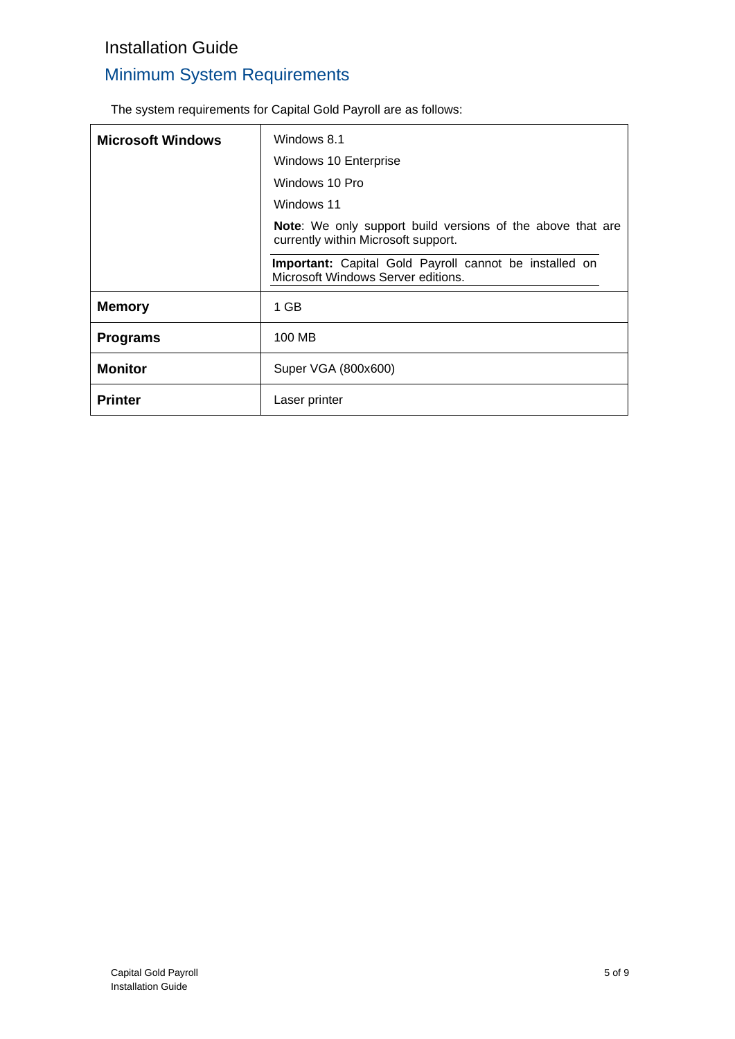Installation Guide

## Minimum System Requirements

The system requirements for Capital Gold Payroll are as follows:

| | |
|---|---|
| **Microsoft Windows** | Windows 8.1<br>Windows 10 Enterprise<br>Windows 10 Pro<br>Windows 11<br>**Note**: We only support build versions of the above that are currently within Microsoft support.<br>**Important:** Capital Gold Payroll cannot be installed on Microsoft Windows Server editions. |
| **Memory** | 1 GB |
| **Programs** | 100 MB |
| **Monitor** | Super VGA (800x600) |
| **Printer** | Laser printer |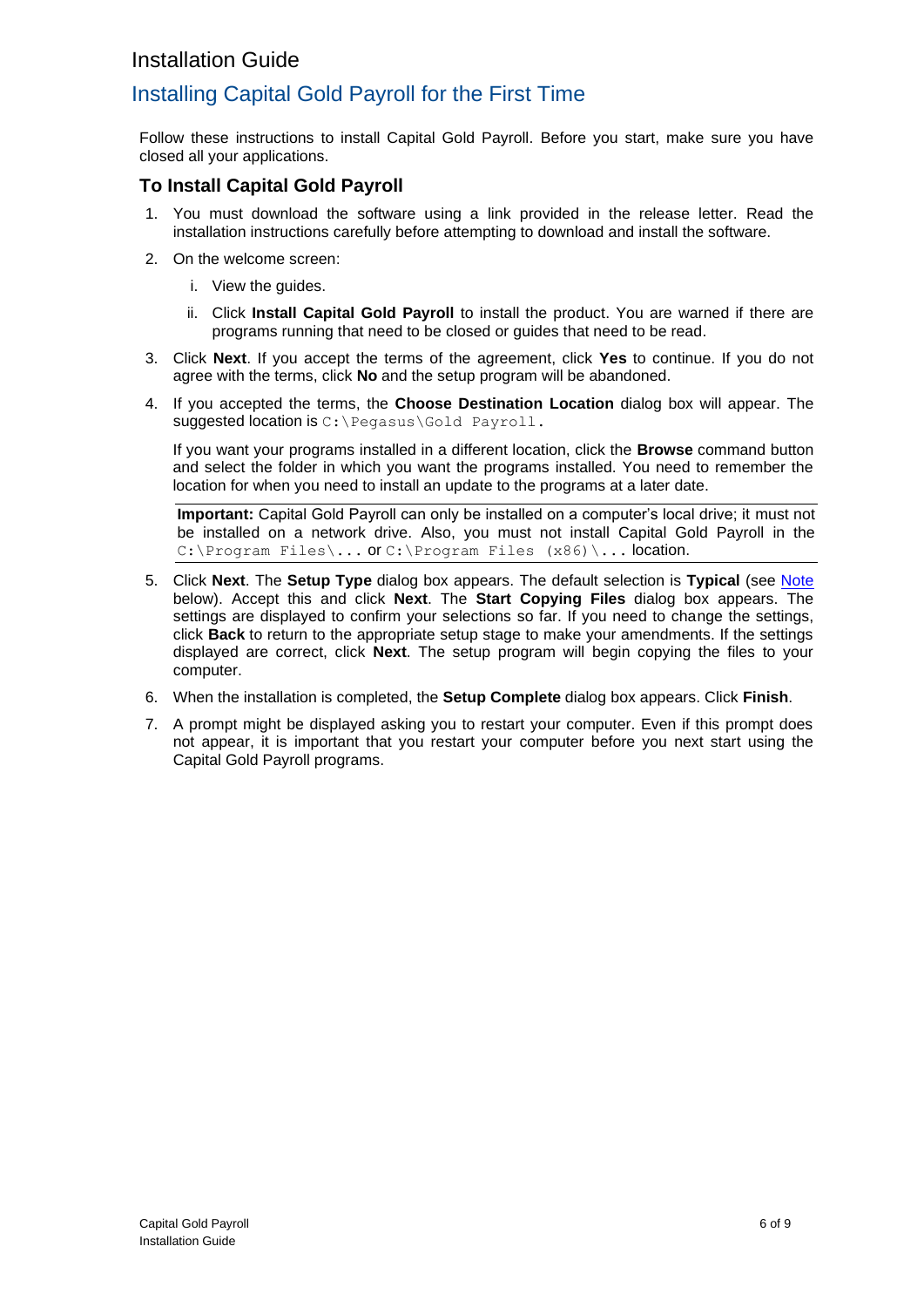# Installation Guide

## Installing Capital Gold Payroll for the First Time

Follow these instructions to install Capital Gold Payroll. Before you start, make sure you have closed all your applications.

### To Install Capital Gold Payroll

1. You must download the software using a link provided in the release letter. Read the installation instructions carefully before attempting to download and install the software.
2. On the welcome screen:
   i. View the guides.
   ii. Click **Install Capital Gold Payroll** to install the product. You are warned if there are programs running that need to be closed or guides that need to be read.
3. Click **Next**. If you accept the terms of the agreement, click **Yes** to continue. If you do not agree with the terms, click **No** and the setup program will be abandoned.
4. If you accepted the terms, the **Choose Destination Location** dialog box will appear. The suggested location is `C:\Pegasus\Gold Payroll`.

   If you want your programs installed in a different location, click the **Browse** command button and select the folder in which you want the programs installed. You need to remember the location for when you need to install an update to the programs at a later date.

   **Important:** Capital Gold Payroll can only be installed on a computer's local drive; it must not be installed on a network drive. Also, you must not install Capital Gold Payroll in the `C:\Program Files\...` or `C:\Program Files (x86)\...` location.

5. Click **Next**. The **Setup Type** dialog box appears. The default selection is **Typical** (see Note below). Accept this and click **Next**. The **Start Copying Files** dialog box appears. The settings are displayed to confirm your selections so far. If you need to change the settings, click **Back** to return to the appropriate setup stage to make your amendments. If the settings displayed are correct, click **Next**. The setup program will begin copying the files to your computer.
6. When the installation is completed, the **Setup Complete** dialog box appears. Click **Finish**.
7. A prompt might be displayed asking you to restart your computer. Even if this prompt does not appear, it is important that you restart your computer before you next start using the Capital Gold Payroll programs.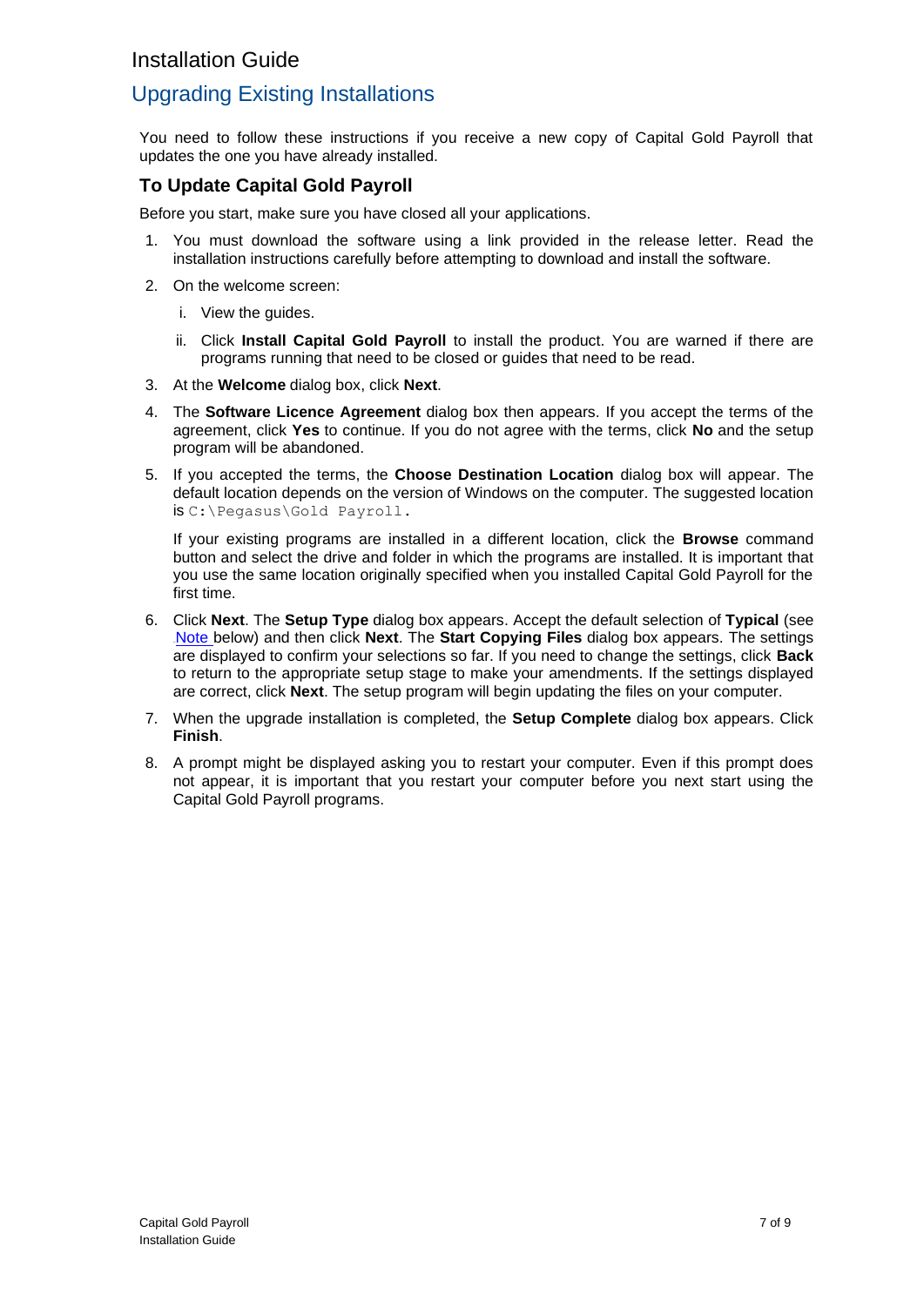# Upgrading Existing Installations

You need to follow these instructions if you receive a new copy of Capital Gold Payroll that updates the one you have already installed.

## To Update Capital Gold Payroll

Before you start, make sure you have closed all your applications.

1. You must download the software using a link provided in the release letter. Read the installation instructions carefully before attempting to download and install the software.
2. On the welcome screen:
   i. View the guides.
   ii. Click **Install Capital Gold Payroll** to install the product. You are warned if there are programs running that need to be closed or guides that need to be read.
3. At the **Welcome** dialog box, click **Next**.
4. The **Software Licence Agreement** dialog box then appears. If you accept the terms of the agreement, click **Yes** to continue. If you do not agree with the terms, click **No** and the setup program will be abandoned.
5. If you accepted the terms, the **Choose Destination Location** dialog box will appear. The default location depends on the version of Windows on the computer. The suggested location is `C:\Pegasus\Gold Payroll`.

   If your existing programs are installed in a different location, click the **Browse** command button and select the drive and folder in which the programs are installed. It is important that you use the same location originally specified when you installed Capital Gold Payroll for the first time.
6. Click **Next**. The **Setup Type** dialog box appears. Accept the default selection of **Typical** (see Note below) and then click **Next**. The **Start Copying Files** dialog box appears. The settings are displayed to confirm your selections so far. If you need to change the settings, click **Back** to return to the appropriate setup stage to make your amendments. If the settings displayed are correct, click **Next**. The setup program will begin updating the files on your computer.
7. When the upgrade installation is completed, the **Setup Complete** dialog box appears. Click **Finish**.
8. A prompt might be displayed asking you to restart your computer. Even if this prompt does not appear, it is important that you restart your computer before you next start using the Capital Gold Payroll programs.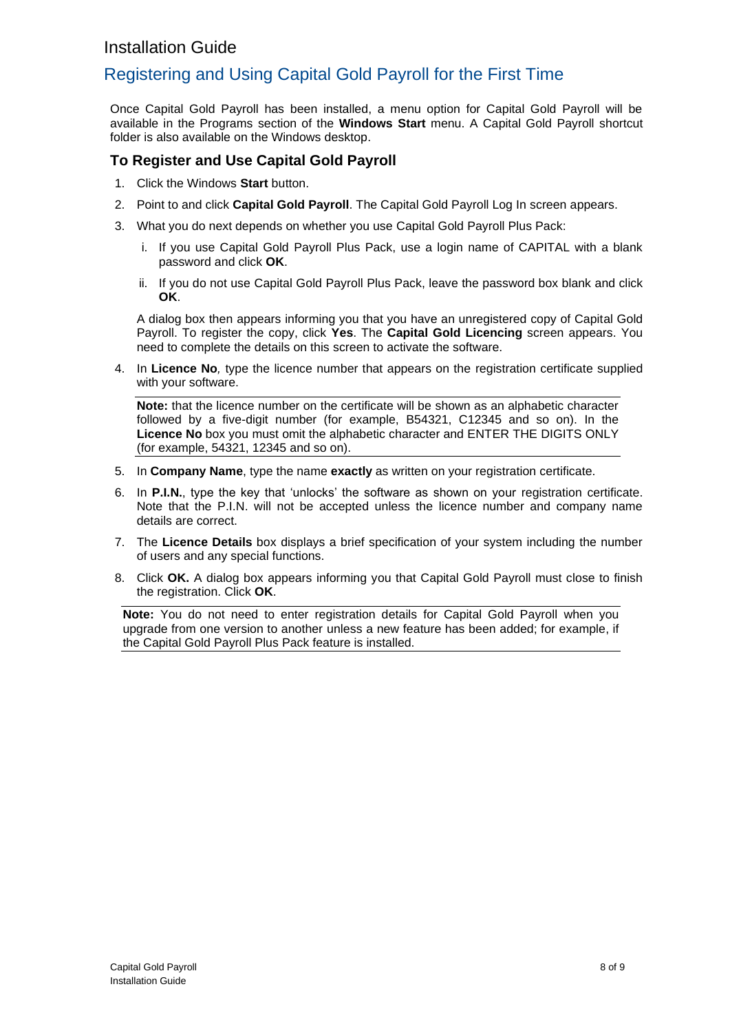# Installation Guide

## Registering and Using Capital Gold Payroll for the First Time

Once Capital Gold Payroll has been installed, a menu option for Capital Gold Payroll will be available in the Programs section of the **Windows Start** menu. A Capital Gold Payroll shortcut folder is also available on the Windows desktop.

### To Register and Use Capital Gold Payroll

1. Click the Windows **Start** button.
2. Point to and click **Capital Gold Payroll**. The Capital Gold Payroll Log In screen appears.
3. What you do next depends on whether you use Capital Gold Payroll Plus Pack:

   i. If you use Capital Gold Payroll Plus Pack, use a login name of CAPITAL with a blank password and click **OK**.

   ii. If you do not use Capital Gold Payroll Plus Pack, leave the password box blank and click **OK**.

   A dialog box then appears informing you that you have an unregistered copy of Capital Gold Payroll. To register the copy, click **Yes**. The **Capital Gold Licencing** screen appears. You need to complete the details on this screen to activate the software.

4. In **Licence No***,* type the licence number that appears on the registration certificate supplied with your software.

   **Note:** that the licence number on the certificate will be shown as an alphabetic character followed by a five-digit number (for example, B54321, C12345 and so on). In the **Licence No** box you must omit the alphabetic character and ENTER THE DIGITS ONLY (for example, 54321, 12345 and so on).

5. In **Company Name**, type the name **exactly** as written on your registration certificate.
6. In **P.I.N.**, type the key that 'unlocks' the software as shown on your registration certificate. Note that the P.I.N. will not be accepted unless the licence number and company name details are correct.
7. The **Licence Details** box displays a brief specification of your system including the number of users and any special functions.
8. Click **OK.** A dialog box appears informing you that Capital Gold Payroll must close to finish the registration. Click **OK**.

**Note:** You do not need to enter registration details for Capital Gold Payroll when you upgrade from one version to another unless a new feature has been added; for example, if the Capital Gold Payroll Plus Pack feature is installed.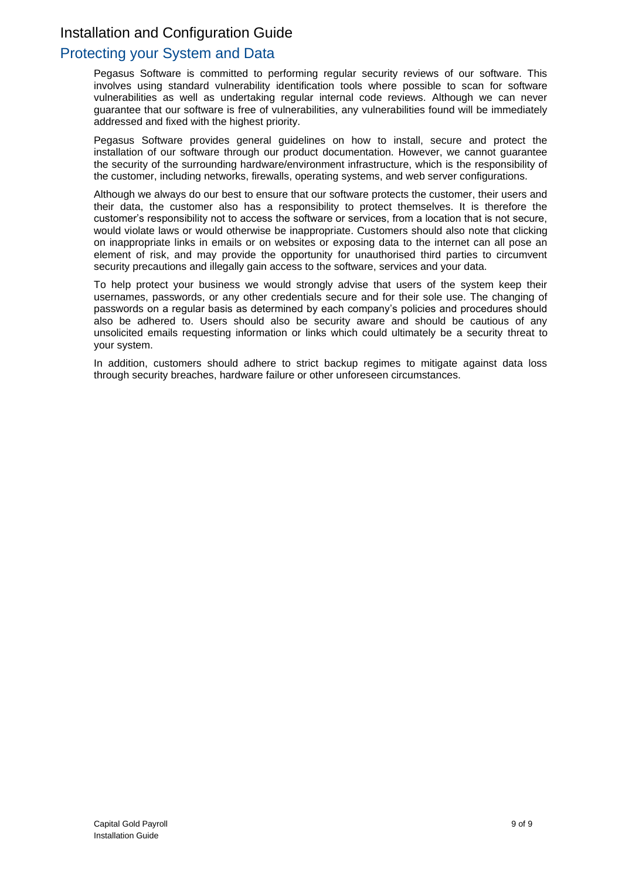## Protecting your System and Data

Pegasus Software is committed to performing regular security reviews of our software. This involves using standard vulnerability identification tools where possible to scan for software vulnerabilities as well as undertaking regular internal code reviews. Although we can never guarantee that our software is free of vulnerabilities, any vulnerabilities found will be immediately addressed and fixed with the highest priority.

Pegasus Software provides general guidelines on how to install, secure and protect the installation of our software through our product documentation. However, we cannot guarantee the security of the surrounding hardware/environment infrastructure, which is the responsibility of the customer, including networks, firewalls, operating systems, and web server configurations.

Although we always do our best to ensure that our software protects the customer, their users and their data, the customer also has a responsibility to protect themselves. It is therefore the customer's responsibility not to access the software or services, from a location that is not secure, would violate laws or would otherwise be inappropriate. Customers should also note that clicking on inappropriate links in emails or on websites or exposing data to the internet can all pose an element of risk, and may provide the opportunity for unauthorised third parties to circumvent security precautions and illegally gain access to the software, services and your data.

To help protect your business we would strongly advise that users of the system keep their usernames, passwords, or any other credentials secure and for their sole use. The changing of passwords on a regular basis as determined by each company's policies and procedures should also be adhered to. Users should also be security aware and should be cautious of any unsolicited emails requesting information or links which could ultimately be a security threat to your system.

In addition, customers should adhere to strict backup regimes to mitigate against data loss through security breaches, hardware failure or other unforeseen circumstances.